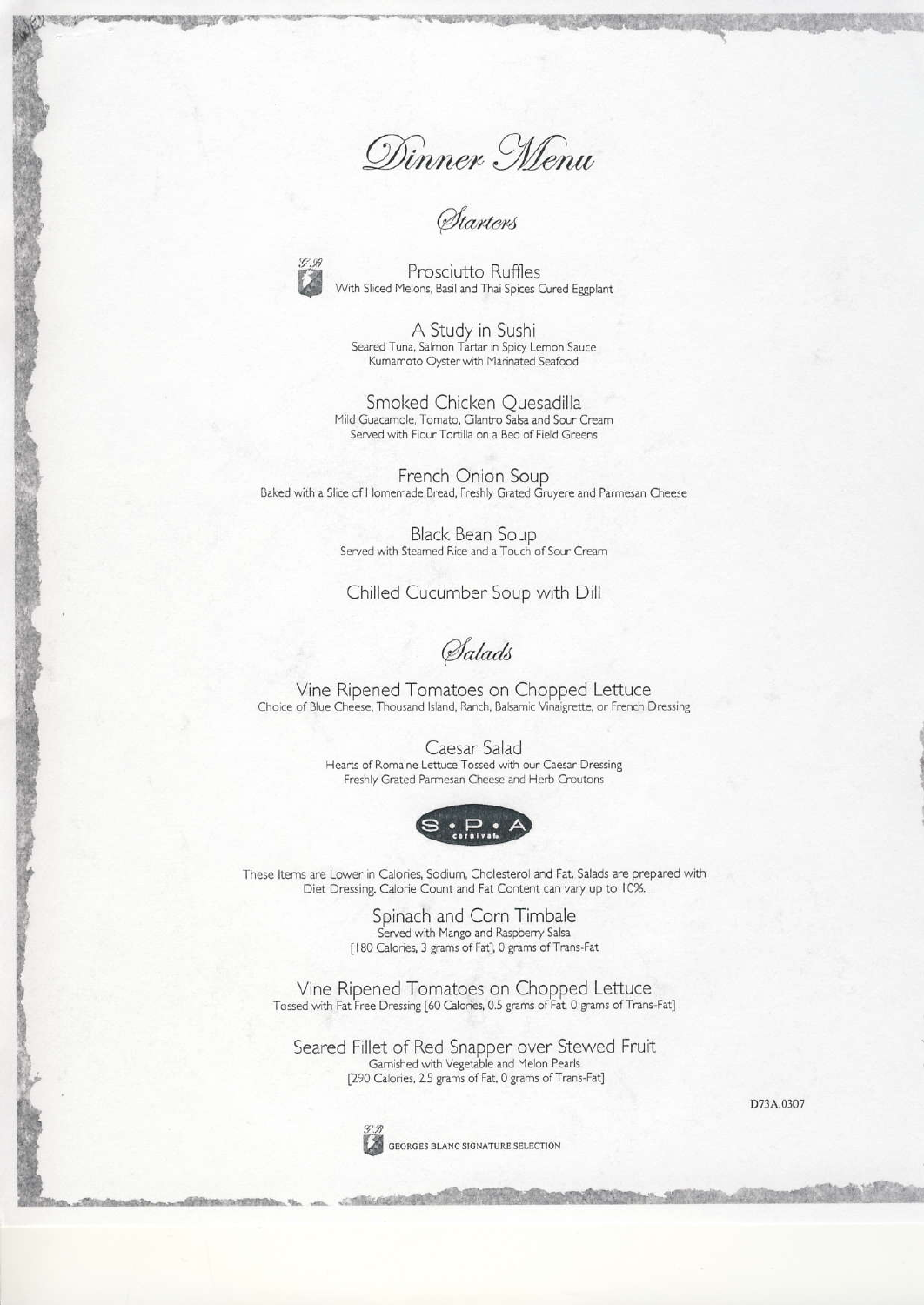# Dinner Menu

## Starters

**Prosciutto Ruffles**
With Sliced Melons, Basil and Thai Spices Cured Eggplant

**A Study in Sushi**
Seared Tuna, Salmon Tartar in Spicy Lemon Sauce
Kumamoto Oyster with Marinated Seafood

**Smoked Chicken Quesadilla**
Mild Guacamole, Tomato, Cilantro Salsa and Sour Cream
Served with Flour Tortilla on a Bed of Field Greens

**French Onion Soup**
Baked with a Slice of Homemade Bread, Freshly Grated Gruyere and Parmesan Cheese

**Black Bean Soup**
Served with Steamed Rice and a Touch of Sour Cream

**Chilled Cucumber Soup with Dill**

## Salads

**Vine Ripened Tomatoes on Chopped Lettuce**
Choice of Blue Cheese, Thousand Island, Ranch, Balsamic Vinaigrette, or French Dressing

**Caesar Salad**
Hearts of Romaine Lettuce Tossed with our Caesar Dressing
Freshly Grated Parmesan Cheese and Herb Croutons

S • P • A carnival

These Items are Lower in Calories, Sodium, Cholesterol and Fat. Salads are prepared with Diet Dressing. Calorie Count and Fat Content can vary up to 10%.

**Spinach and Corn Timbale**
Served with Mango and Raspberry Salsa
[180 Calories, 3 grams of Fat], 0 grams of Trans-Fat

**Vine Ripened Tomatoes on Chopped Lettuce**
Tossed with Fat Free Dressing [60 Calories, 0.5 grams of Fat, 0 grams of Trans-Fat]

**Seared Fillet of Red Snapper over Stewed Fruit**
Garnished with Vegetable and Melon Pearls
[290 Calories, 2.5 grams of Fat, 0 grams of Trans-Fat]

D73A.0307

G.B GEORGES BLANC SIGNATURE SELECTION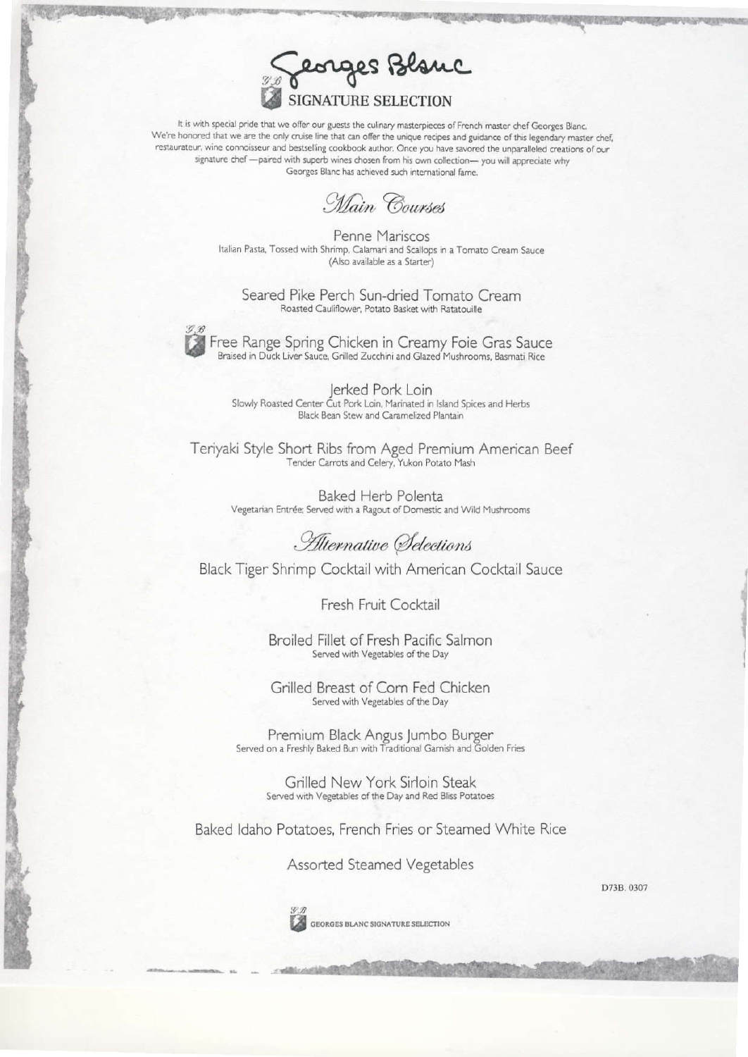# Georges Blanc

## SIGNATURE SELECTION

It is with special pride that we offer our guests the culinary masterpieces of French master chef Georges Blanc. We're honored that we are the only cruise line that can offer the unique recipes and guidance of this legendary master chef, restaurateur, wine connoisseur and bestselling cookbook author. Once you have savored the unparalleled creations of our signature chef —paired with superb wines chosen from his own collection— you will appreciate why Georges Blanc has achieved such international fame.

## *Main Courses*

Penne Mariscos
Italian Pasta, Tossed with Shrimp, Calamari and Scallops in a Tomato Cream Sauce
(Also available as a Starter)

Seared Pike Perch Sun-dried Tomato Cream
Roasted Cauliflower, Potato Basket with Ratatouille

Free Range Spring Chicken in Creamy Foie Gras Sauce
Braised in Duck Liver Sauce, Grilled Zucchini and Glazed Mushrooms, Basmati Rice

Jerked Pork Loin
Slowly Roasted Center Cut Pork Loin, Marinated in Island Spices and Herbs
Black Bean Stew and Caramelized Plantain

Teriyaki Style Short Ribs from Aged Premium American Beef
Tender Carrots and Celery, Yukon Potato Mash

Baked Herb Polenta
Vegetarian Entrée; Served with a Ragout of Domestic and Wild Mushrooms

## *Alternative Selections*

Black Tiger Shrimp Cocktail with American Cocktail Sauce

Fresh Fruit Cocktail

Broiled Fillet of Fresh Pacific Salmon
Served with Vegetables of the Day

Grilled Breast of Corn Fed Chicken
Served with Vegetables of the Day

Premium Black Angus Jumbo Burger
Served on a Freshly Baked Bun with Traditional Garnish and Golden Fries

Grilled New York Sirloin Steak
Served with Vegetables of the Day and Red Bliss Potatoes

Baked Idaho Potatoes, French Fries or Steamed White Rice

Assorted Steamed Vegetables

D73B. 0307

GEORGES BLANC SIGNATURE SELECTION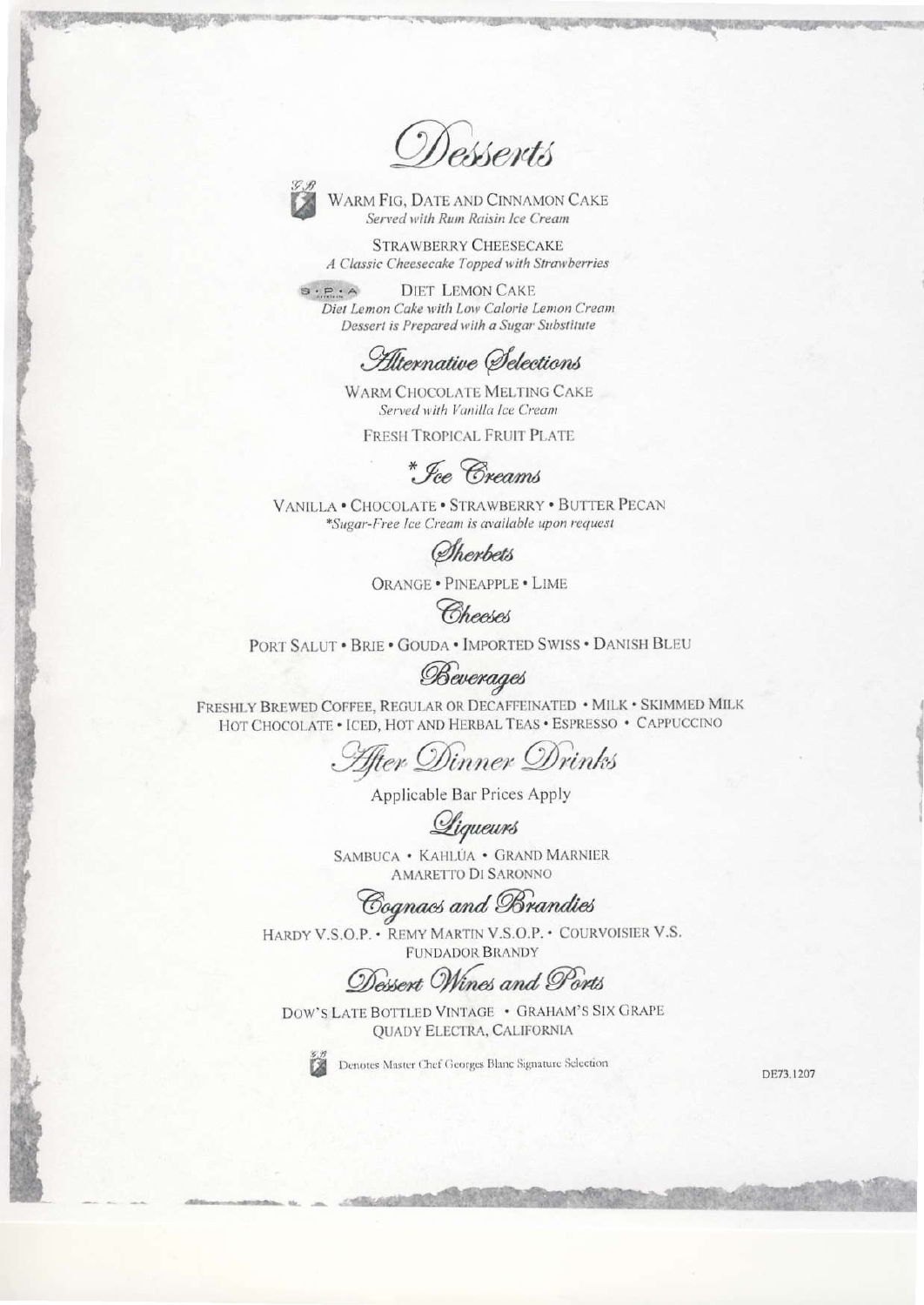# Desserts

WARM FIG, DATE AND CINNAMON CAKE
*Served with Rum Raisin Ice Cream*

STRAWBERRY CHEESECAKE
*A Classic Cheesecake Topped with Strawberries*

S·P·A DIET LEMON CAKE
*Diet Lemon Cake with Low Calorie Lemon Cream*
*Dessert is Prepared with a Sugar Substitute*

## Alternative Selections

WARM CHOCOLATE MELTING CAKE
*Served with Vanilla Ice Cream*

FRESH TROPICAL FRUIT PLATE

## *Ice Creams

VANILLA • CHOCOLATE • STRAWBERRY • BUTTER PECAN
*\*Sugar-Free Ice Cream is available upon request*

## Sherbets

ORANGE • PINEAPPLE • LIME

## Cheeses

PORT SALUT • BRIE • GOUDA • IMPORTED SWISS • DANISH BLEU

## Beverages

FRESHLY BREWED COFFEE, REGULAR OR DECAFFEINATED • MILK • SKIMMED MILK
HOT CHOCOLATE • ICED, HOT AND HERBAL TEAS • ESPRESSO • CAPPUCCINO

## After Dinner Drinks

Applicable Bar Prices Apply

## Liqueurs

SAMBUCA • KAHLÚA • GRAND MARNIER
AMARETTO DI SARONNO

## Cognacs and Brandies

HARDY V.S.O.P. • REMY MARTIN V.S.O.P. • COURVOISIER V.S.
FUNDADOR BRANDY

## Dessert Wines and Ports

DOW'S LATE BOTTLED VINTAGE • GRAHAM'S SIX GRAPE
QUADY ELECTRA, CALIFORNIA

Denotes Master Chef Georges Blanc Signature Selection

DE73.1207